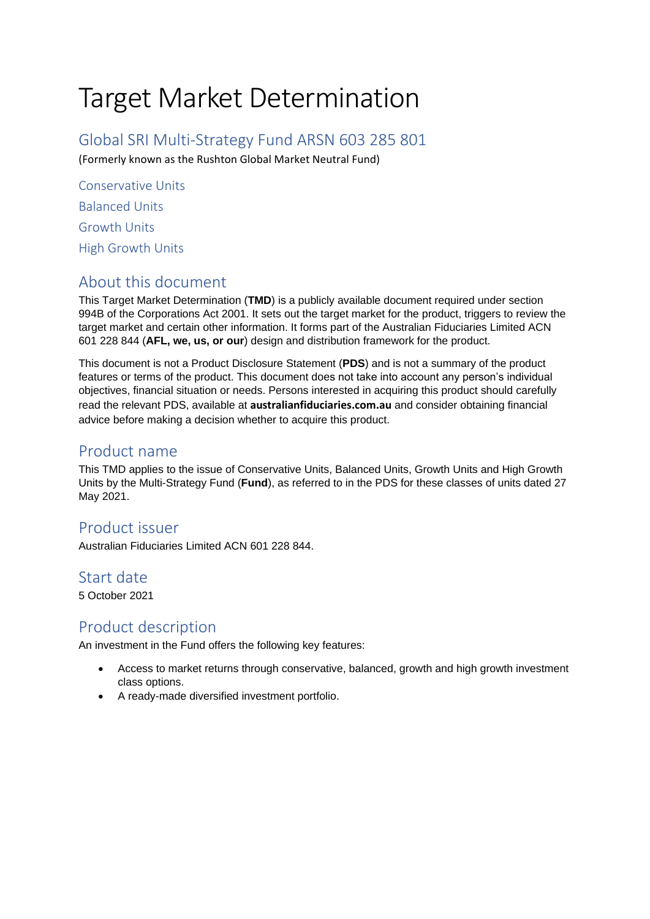# Target Market Determination

## Global SRI Multi-Strategy Fund ARSN 603 285 801

(Formerly known as the Rushton Global Market Neutral Fund)

Conservative Units

Balanced Units

Growth Units

High Growth Units

## About this document

This Target Market Determination (**TMD**) is a publicly available document required under section 994B of the Corporations Act 2001. It sets out the target market for the product, triggers to review the target market and certain other information. It forms part of the Australian Fiduciaries Limited ACN 601 228 844 (**AFL, we, us, or our**) design and distribution framework for the product.

This document is not a Product Disclosure Statement (**PDS**) and is not a summary of the product features or terms of the product. This document does not take into account any person's individual objectives, financial situation or needs. Persons interested in acquiring this product should carefully read the relevant PDS, available at **australianfiduciaries.com.au** and consider obtaining financial advice before making a decision whether to acquire this product.

## Product name

This TMD applies to the issue of Conservative Units, Balanced Units, Growth Units and High Growth Units by the Multi-Strategy Fund (**Fund**), as referred to in the PDS for these classes of units dated 27 May 2021.

## Product issuer

Australian Fiduciaries Limited ACN 601 228 844.

## Start date

5 October 2021

## Product description

An investment in the Fund offers the following key features:

- Access to market returns through conservative, balanced, growth and high growth investment class options.
- A ready-made diversified investment portfolio.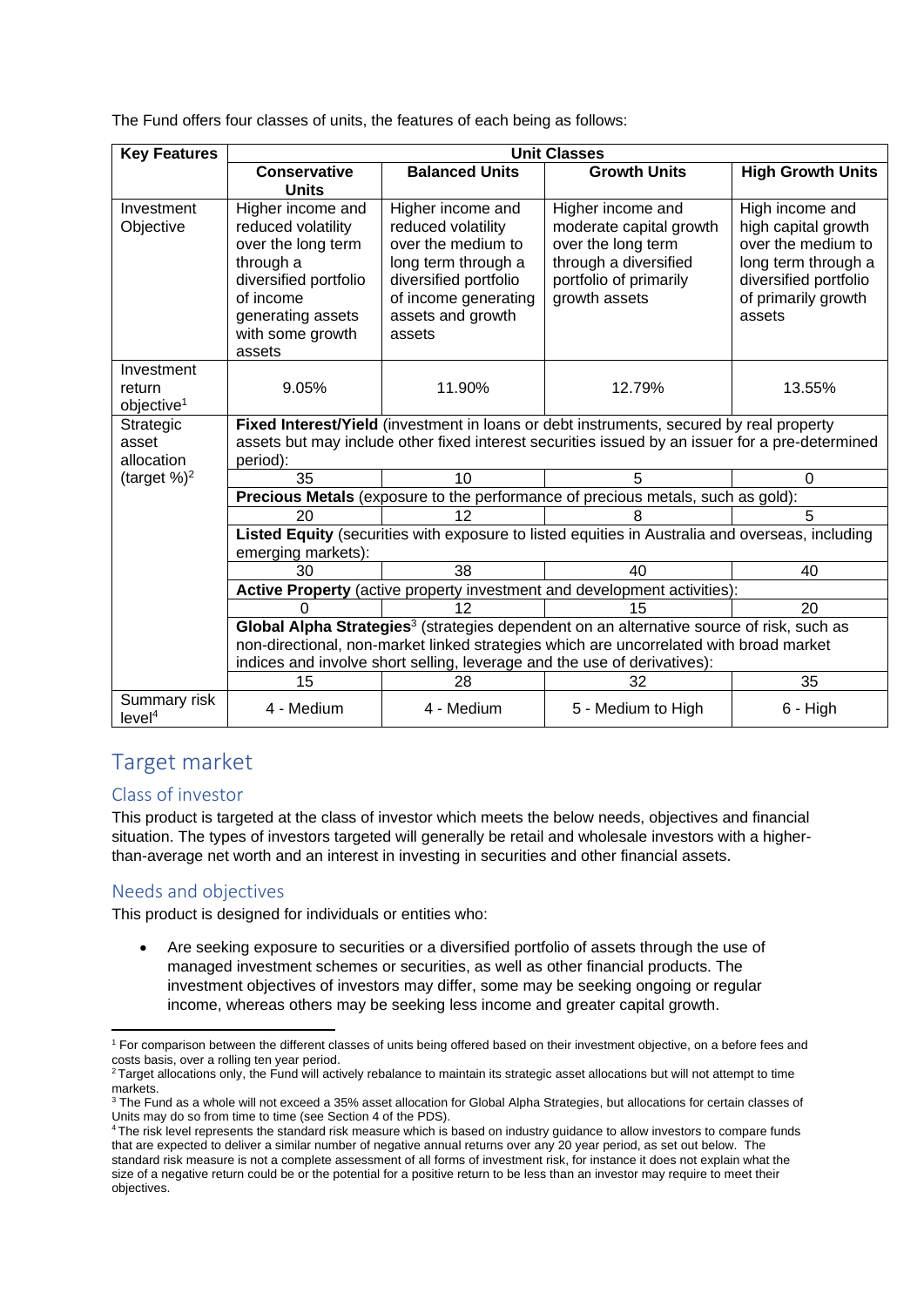The Fund offers four classes of units, the features of each being as follows:

| Key Features | Unit Classes | | | |
|---|---|---|---|---|
| | Conservative Units | Balanced Units | Growth Units | High Growth Units |
| Investment Objective | Higher income and reduced volatility over the long term through a diversified portfolio of income generating assets with some growth assets | Higher income and reduced volatility over the medium to long term through a diversified portfolio of income generating assets and growth assets | Higher income and moderate capital growth over the long term through a diversified portfolio of primarily growth assets | High income and high capital growth over the medium to long term through a diversified portfolio of primarily growth assets |
| Investment return objective[1] | 9.05% | 11.90% | 12.79% | 13.55% |
| Strategic asset allocation (target %)[2] | **Fixed Interest/Yield** (investment in loans or debt instruments, secured by real property assets but may include other fixed interest securities issued by an issuer for a pre-determined period): | | | |
| | 35 | 10 | 5 | 0 |
| | **Precious Metals** (exposure to the performance of precious metals, such as gold): | | | |
| | 20 | 12 | 8 | 5 |
| | **Listed Equity** (securities with exposure to listed equities in Australia and overseas, including emerging markets): | | | |
| | 30 | 38 | 40 | 40 |
| | **Active Property** (active property investment and development activities): | | | |
| | 0 | 12 | 15 | 20 |
| | **Global Alpha Strategies**[3] (strategies dependent on an alternative source of risk, such as non-directional, non-market linked strategies which are uncorrelated with broad market indices and involve short selling, leverage and the use of derivatives): | | | |
| | 15 | 28 | 32 | 35 |
| Summary risk level[4] | 4 - Medium | 4 - Medium | 5 - Medium to High | 6 - High |

# Target market

## Class of investor

This product is targeted at the class of investor which meets the below needs, objectives and financial situation. The types of investors targeted will generally be retail and wholesale investors with a higher-than-average net worth and an interest in investing in securities and other financial assets.

## Needs and objectives

This product is designed for individuals or entities who:

- Are seeking exposure to securities or a diversified portfolio of assets through the use of managed investment schemes or securities, as well as other financial products. The investment objectives of investors may differ, some may be seeking ongoing or regular income, whereas others may be seeking less income and greater capital growth.

---

[1] For comparison between the different classes of units being offered based on their investment objective, on a before fees and costs basis, over a rolling ten year period.

[2] Target allocations only, the Fund will actively rebalance to maintain its strategic asset allocations but will not attempt to time markets.

[3] The Fund as a whole will not exceed a 35% asset allocation for Global Alpha Strategies, but allocations for certain classes of Units may do so from time to time (see Section 4 of the PDS).

[4] The risk level represents the standard risk measure which is based on industry guidance to allow investors to compare funds that are expected to deliver a similar number of negative annual returns over any 20 year period, as set out below. The standard risk measure is not a complete assessment of all forms of investment risk, for instance it does not explain what the size of a negative return could be or the potential for a positive return to be less than an investor may require to meet their objectives.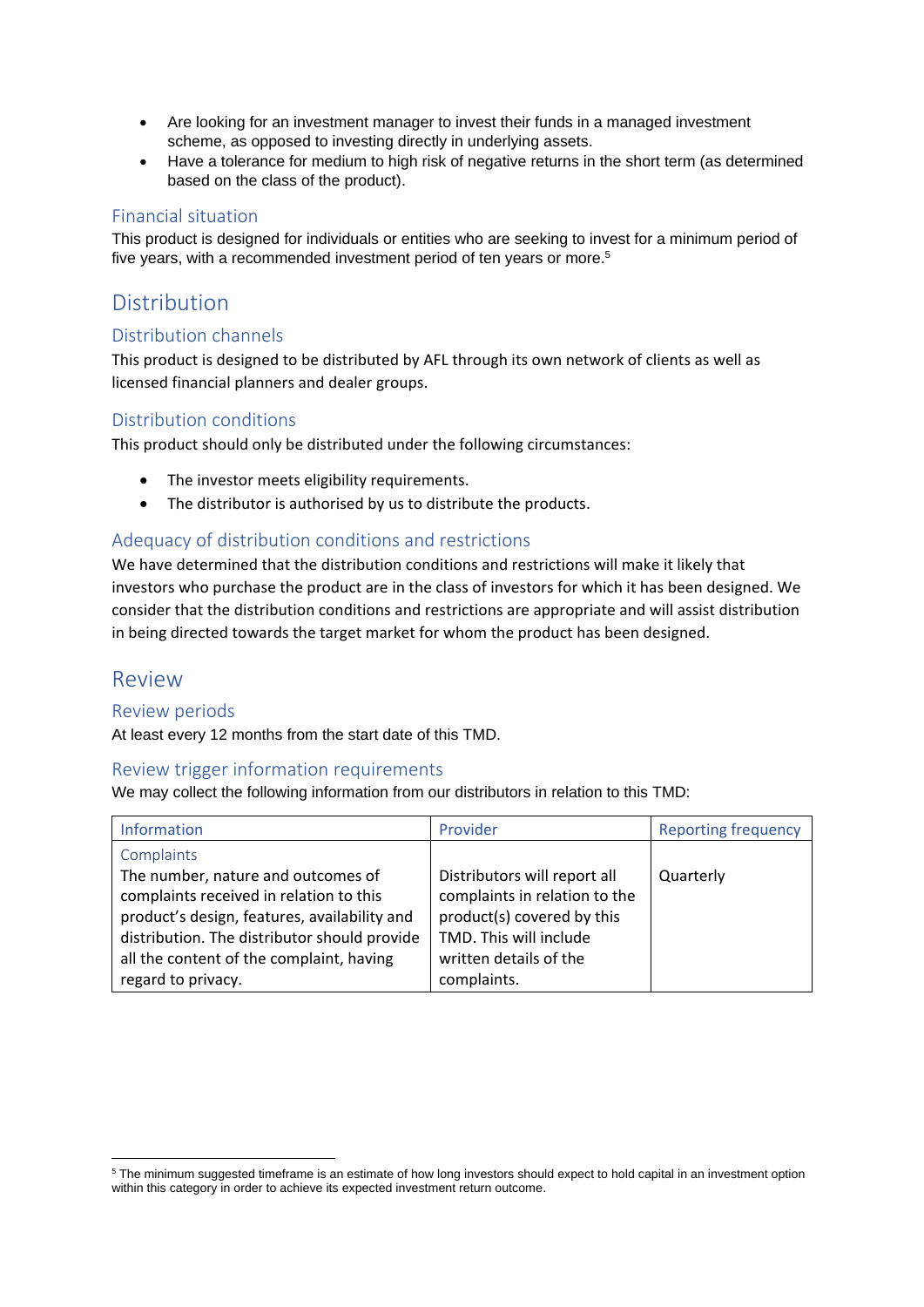- Are looking for an investment manager to invest their funds in a managed investment scheme, as opposed to investing directly in underlying assets.
- Have a tolerance for medium to high risk of negative returns in the short term (as determined based on the class of the product).

### Financial situation

This product is designed for individuals or entities who are seeking to invest for a minimum period of five years, with a recommended investment period of ten years or more.[5]

## Distribution

### Distribution channels

This product is designed to be distributed by AFL through its own network of clients as well as licensed financial planners and dealer groups.

### Distribution conditions

This product should only be distributed under the following circumstances:

- The investor meets eligibility requirements.
- The distributor is authorised by us to distribute the products.

### Adequacy of distribution conditions and restrictions

We have determined that the distribution conditions and restrictions will make it likely that investors who purchase the product are in the class of investors for which it has been designed. We consider that the distribution conditions and restrictions are appropriate and will assist distribution in being directed towards the target market for whom the product has been designed.

## Review

### Review periods

At least every 12 months from the start date of this TMD.

### Review trigger information requirements

We may collect the following information from our distributors in relation to this TMD:

| Information | Provider | Reporting frequency |
|---|---|---|
| Complaints<br>The number, nature and outcomes of complaints received in relation to this product's design, features, availability and distribution. The distributor should provide all the content of the complaint, having regard to privacy. | Distributors will report all complaints in relation to the product(s) covered by this TMD. This will include written details of the complaints. | Quarterly |

[5] The minimum suggested timeframe is an estimate of how long investors should expect to hold capital in an investment option within this category in order to achieve its expected investment return outcome.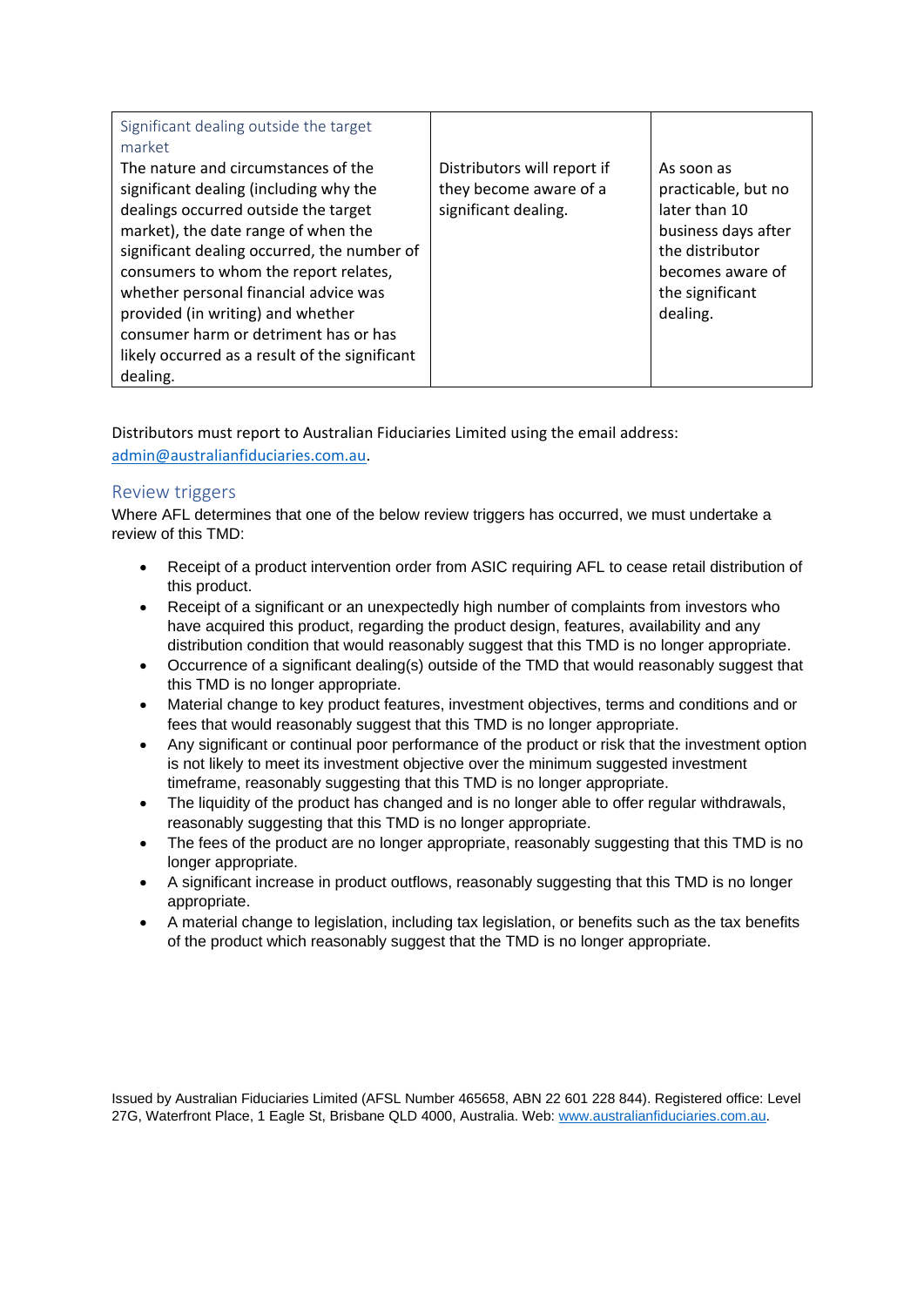| | | |
|---|---|---|
| Significant dealing outside the target market<br>The nature and circumstances of the significant dealing (including why the dealings occurred outside the target market), the date range of when the significant dealing occurred, the number of consumers to whom the report relates, whether personal financial advice was provided (in writing) and whether consumer harm or detriment has or has likely occurred as a result of the significant dealing. | Distributors will report if they become aware of a significant dealing. | As soon as practicable, but no later than 10 business days after the distributor becomes aware of the significant dealing. |

Distributors must report to Australian Fiduciaries Limited using the email address: admin@australianfiduciaries.com.au.

## Review triggers

Where AFL determines that one of the below review triggers has occurred, we must undertake a review of this TMD:

- Receipt of a product intervention order from ASIC requiring AFL to cease retail distribution of this product.
- Receipt of a significant or an unexpectedly high number of complaints from investors who have acquired this product, regarding the product design, features, availability and any distribution condition that would reasonably suggest that this TMD is no longer appropriate.
- Occurrence of a significant dealing(s) outside of the TMD that would reasonably suggest that this TMD is no longer appropriate.
- Material change to key product features, investment objectives, terms and conditions and or fees that would reasonably suggest that this TMD is no longer appropriate.
- Any significant or continual poor performance of the product or risk that the investment option is not likely to meet its investment objective over the minimum suggested investment timeframe, reasonably suggesting that this TMD is no longer appropriate.
- The liquidity of the product has changed and is no longer able to offer regular withdrawals, reasonably suggesting that this TMD is no longer appropriate.
- The fees of the product are no longer appropriate, reasonably suggesting that this TMD is no longer appropriate.
- A significant increase in product outflows, reasonably suggesting that this TMD is no longer appropriate.
- A material change to legislation, including tax legislation, or benefits such as the tax benefits of the product which reasonably suggest that the TMD is no longer appropriate.

Issued by Australian Fiduciaries Limited (AFSL Number 465658, ABN 22 601 228 844). Registered office: Level 27G, Waterfront Place, 1 Eagle St, Brisbane QLD 4000, Australia. Web: www.australianfiduciaries.com.au.